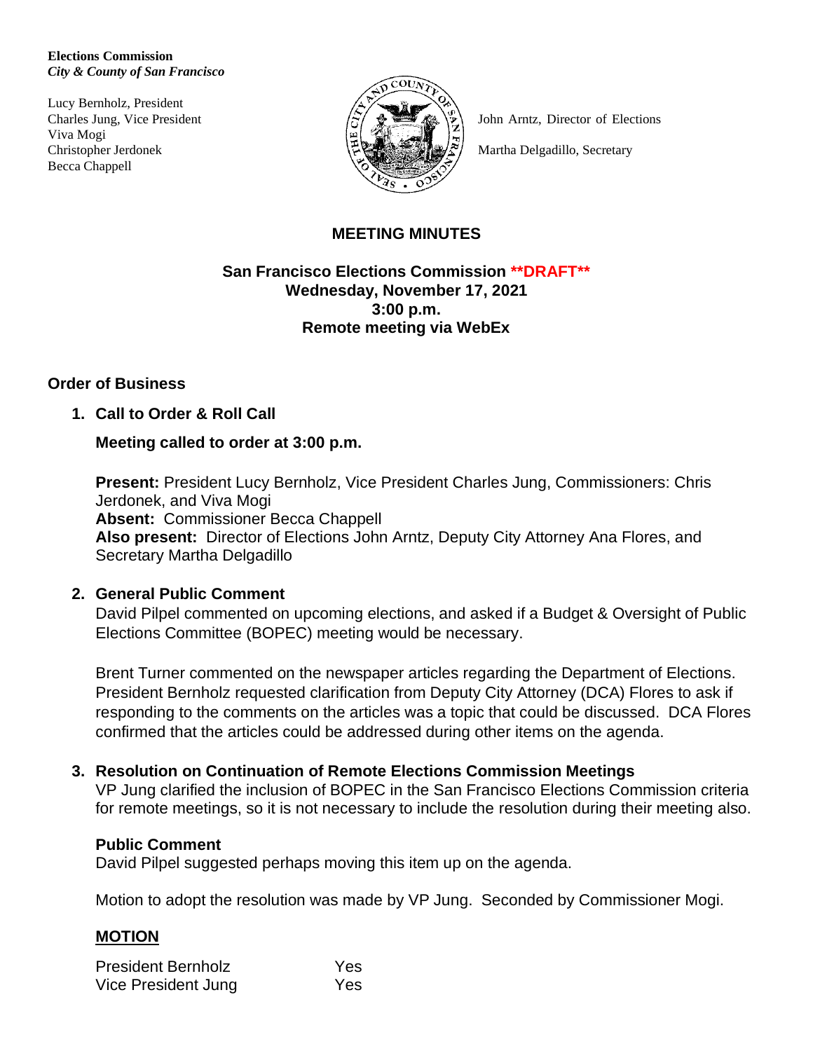**Elections Commission**
***City & County of San Francisco***

Lucy Bernholz, President
Charles Jung, Vice President
Viva Mogi
Christopher Jerdonek
Becca Chappell

John Arntz, Director of Elections

Martha Delgadillo, Secretary

# MEETING MINUTES

**San Francisco Elections Commission \*\*DRAFT\*\***
**Wednesday, November 17, 2021**
**3:00 p.m.**
**Remote meeting via WebEx**

## Order of Business

### 1. Call to Order & Roll Call

**Meeting called to order at 3:00 p.m.**

**Present:** President Lucy Bernholz, Vice President Charles Jung, Commissioners: Chris Jerdonek, and Viva Mogi
**Absent:** Commissioner Becca Chappell
**Also present:** Director of Elections John Arntz, Deputy City Attorney Ana Flores, and Secretary Martha Delgadillo

### 2. General Public Comment

David Pilpel commented on upcoming elections, and asked if a Budget & Oversight of Public Elections Committee (BOPEC) meeting would be necessary.

Brent Turner commented on the newspaper articles regarding the Department of Elections. President Bernholz requested clarification from Deputy City Attorney (DCA) Flores to ask if responding to the comments on the articles was a topic that could be discussed. DCA Flores confirmed that the articles could be addressed during other items on the agenda.

### 3. Resolution on Continuation of Remote Elections Commission Meetings

VP Jung clarified the inclusion of BOPEC in the San Francisco Elections Commission criteria for remote meetings, so it is not necessary to include the resolution during their meeting also.

**Public Comment**

David Pilpel suggested perhaps moving this item up on the agenda.

Motion to adopt the resolution was made by VP Jung. Seconded by Commissioner Mogi.

**MOTION**

| | |
|---|---|
| President Bernholz | Yes |
| Vice President Jung | Yes |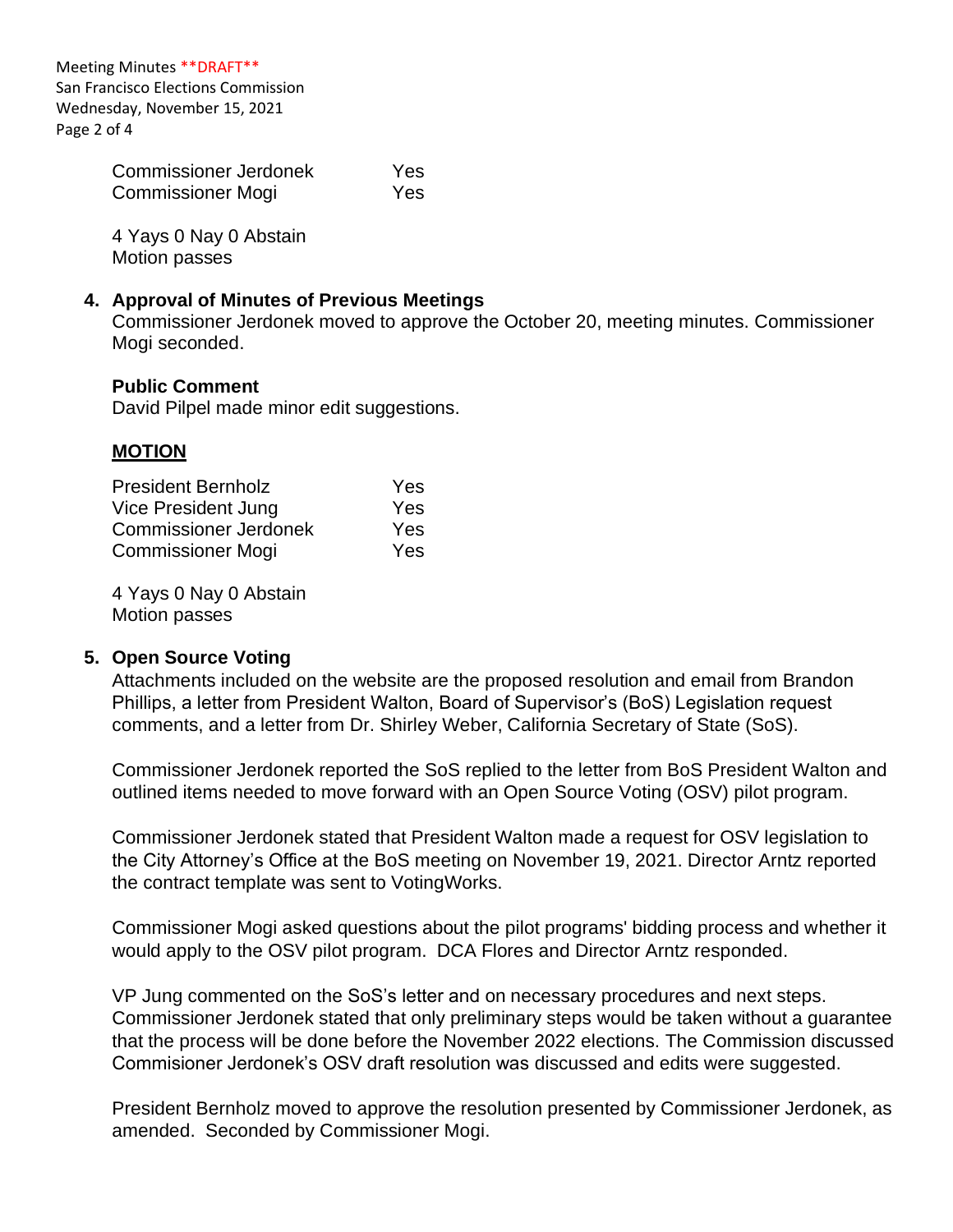| | |
|---|---|
| Commissioner Jerdonek | Yes |
| Commissioner Mogi | Yes |

4 Yays 0 Nay 0 Abstain
Motion passes

4. **Approval of Minutes of Previous Meetings**
Commissioner Jerdonek moved to approve the October 20, meeting minutes. Commissioner Mogi seconded.

**Public Comment**
David Pilpel made minor edit suggestions.

**MOTION**

| | |
|---|---|
| President Bernholz | Yes |
| Vice President Jung | Yes |
| Commissioner Jerdonek | Yes |
| Commissioner Mogi | Yes |

4 Yays 0 Nay 0 Abstain
Motion passes

5. **Open Source Voting**
Attachments included on the website are the proposed resolution and email from Brandon Phillips, a letter from President Walton, Board of Supervisor's (BoS) Legislation request comments, and a letter from Dr. Shirley Weber, California Secretary of State (SoS).

Commissioner Jerdonek reported the SoS replied to the letter from BoS President Walton and outlined items needed to move forward with an Open Source Voting (OSV) pilot program.

Commissioner Jerdonek stated that President Walton made a request for OSV legislation to the City Attorney's Office at the BoS meeting on November 19, 2021. Director Arntz reported the contract template was sent to VotingWorks.

Commissioner Mogi asked questions about the pilot programs' bidding process and whether it would apply to the OSV pilot program. DCA Flores and Director Arntz responded.

VP Jung commented on the SoS's letter and on necessary procedures and next steps. Commissioner Jerdonek stated that only preliminary steps would be taken without a guarantee that the process will be done before the November 2022 elections. The Commission discussed Commisioner Jerdonek's OSV draft resolution was discussed and edits were suggested.

President Bernholz moved to approve the resolution presented by Commissioner Jerdonek, as amended. Seconded by Commissioner Mogi.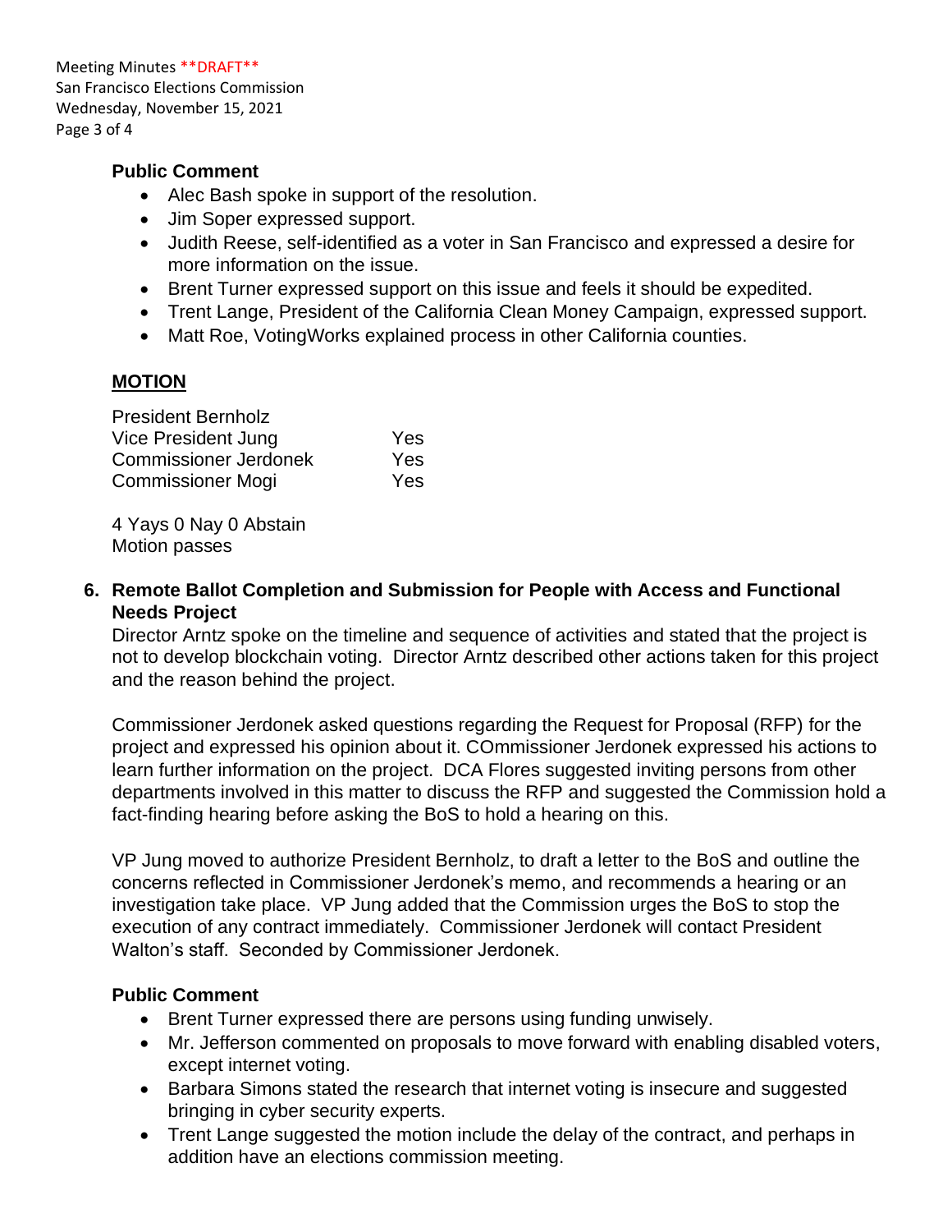**Public Comment**

- Alec Bash spoke in support of the resolution.
- Jim Soper expressed support.
- Judith Reese, self-identified as a voter in San Francisco and expressed a desire for more information on the issue.
- Brent Turner expressed support on this issue and feels it should be expedited.
- Trent Lange, President of the California Clean Money Campaign, expressed support.
- Matt Roe, VotingWorks explained process in other California counties.

**MOTION**

| | |
|---|---|
| President Bernholz | |
| Vice President Jung | Yes |
| Commissioner Jerdonek | Yes |
| Commissioner Mogi | Yes |

4 Yays 0 Nay 0 Abstain
Motion passes

**6. Remote Ballot Completion and Submission for People with Access and Functional Needs Project**

Director Arntz spoke on the timeline and sequence of activities and stated that the project is not to develop blockchain voting. Director Arntz described other actions taken for this project and the reason behind the project.

Commissioner Jerdonek asked questions regarding the Request for Proposal (RFP) for the project and expressed his opinion about it. COmmissioner Jerdonek expressed his actions to learn further information on the project. DCA Flores suggested inviting persons from other departments involved in this matter to discuss the RFP and suggested the Commission hold a fact-finding hearing before asking the BoS to hold a hearing on this.

VP Jung moved to authorize President Bernholz, to draft a letter to the BoS and outline the concerns reflected in Commissioner Jerdonek's memo, and recommends a hearing or an investigation take place. VP Jung added that the Commission urges the BoS to stop the execution of any contract immediately. Commissioner Jerdonek will contact President Walton's staff. Seconded by Commissioner Jerdonek.

**Public Comment**

- Brent Turner expressed there are persons using funding unwisely.
- Mr. Jefferson commented on proposals to move forward with enabling disabled voters, except internet voting.
- Barbara Simons stated the research that internet voting is insecure and suggested bringing in cyber security experts.
- Trent Lange suggested the motion include the delay of the contract, and perhaps in addition have an elections commission meeting.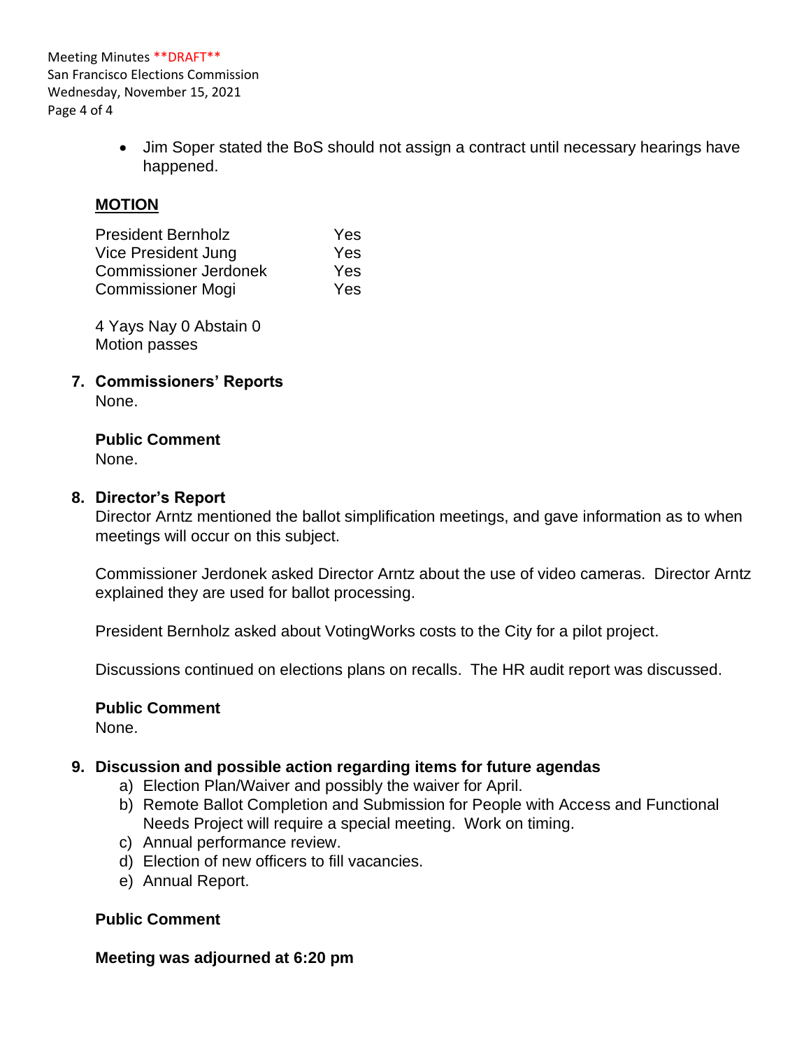- Jim Soper stated the BoS should not assign a contract until necessary hearings have happened.

**MOTION**

| | |
|---|---|
| President Bernholz | Yes |
| Vice President Jung | Yes |
| Commissioner Jerdonek | Yes |
| Commissioner Mogi | Yes |

4 Yays Nay 0 Abstain 0
Motion passes

7. **Commissioners' Reports**
   None.

   **Public Comment**
   None.

8. **Director's Report**
   Director Arntz mentioned the ballot simplification meetings, and gave information as to when meetings will occur on this subject.

   Commissioner Jerdonek asked Director Arntz about the use of video cameras. Director Arntz explained they are used for ballot processing.

   President Bernholz asked about VotingWorks costs to the City for a pilot project.

   Discussions continued on elections plans on recalls. The HR audit report was discussed.

   **Public Comment**
   None.

9. **Discussion and possible action regarding items for future agendas**
   a) Election Plan/Waiver and possibly the waiver for April.
   b) Remote Ballot Completion and Submission for People with Access and Functional Needs Project will require a special meeting. Work on timing.
   c) Annual performance review.
   d) Election of new officers to fill vacancies.
   e) Annual Report.

   **Public Comment**

   **Meeting was adjourned at 6:20 pm**